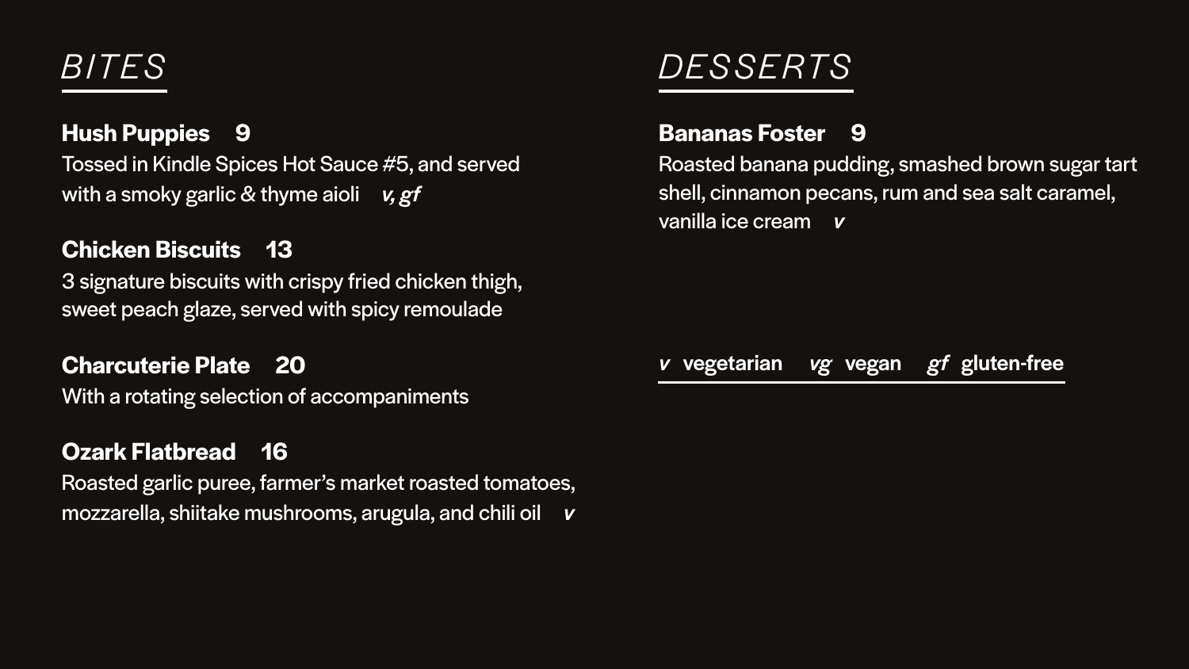## *BITES*

**Hush Puppies 9**
Tossed in Kindle Spices Hot Sauce #5, and served with a smoky garlic & thyme aioli *v, gf*

**Chicken Biscuits 13**
3 signature biscuits with crispy fried chicken thigh, sweet peach glaze, served with spicy remoulade

**Charcuterie Plate 20**
With a rotating selection of accompaniments

**Ozark Flatbread 16**
Roasted garlic puree, farmer's market roasted tomatoes, mozzarella, shiitake mushrooms, arugula, and chili oil *v*

## *DESSERTS*

**Bananas Foster 9**
Roasted banana pudding, smashed brown sugar tart shell, cinnamon pecans, rum and sea salt caramel, vanilla ice cream *v*

***v*** **vegetarian** ***vg*** **vegan** ***gf*** **gluten-free**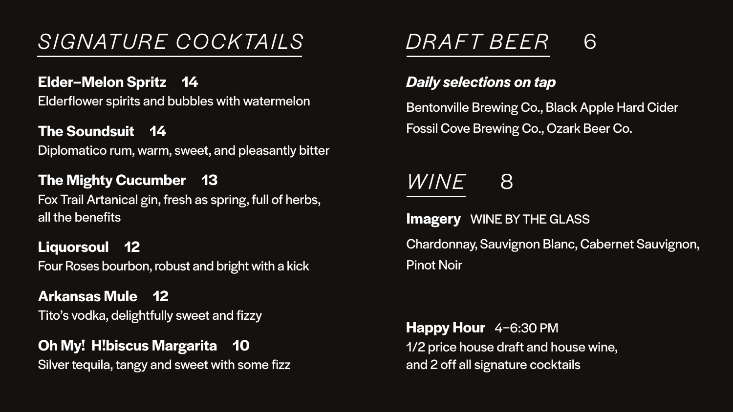## *SIGNATURE COCKTAILS*

**Elder–Melon Spritz 14**
Elderflower spirits and bubbles with watermelon

**The Soundsuit 14**
Diplomatico rum, warm, sweet, and pleasantly bitter

**The Mighty Cucumber 13**
Fox Trail Artanical gin, fresh as spring, full of herbs, all the benefits

**Liquorsoul 12**
Four Roses bourbon, robust and bright with a kick

**Arkansas Mule 12**
Tito's vodka, delightfully sweet and fizzy

**Oh My! H!biscus Margarita 10**
Silver tequila, tangy and sweet with some fizz

## *DRAFT BEER* 6

***Daily selections on tap***

Bentonville Brewing Co., Black Apple Hard Cider
Fossil Cove Brewing Co., Ozark Beer Co.

## *WINE* 8

**Imagery** WINE BY THE GLASS

Chardonnay, Sauvignon Blanc, Cabernet Sauvignon, Pinot Noir

**Happy Hour** 4–6:30 PM
1/2 price house draft and house wine, and 2 off all signature cocktails